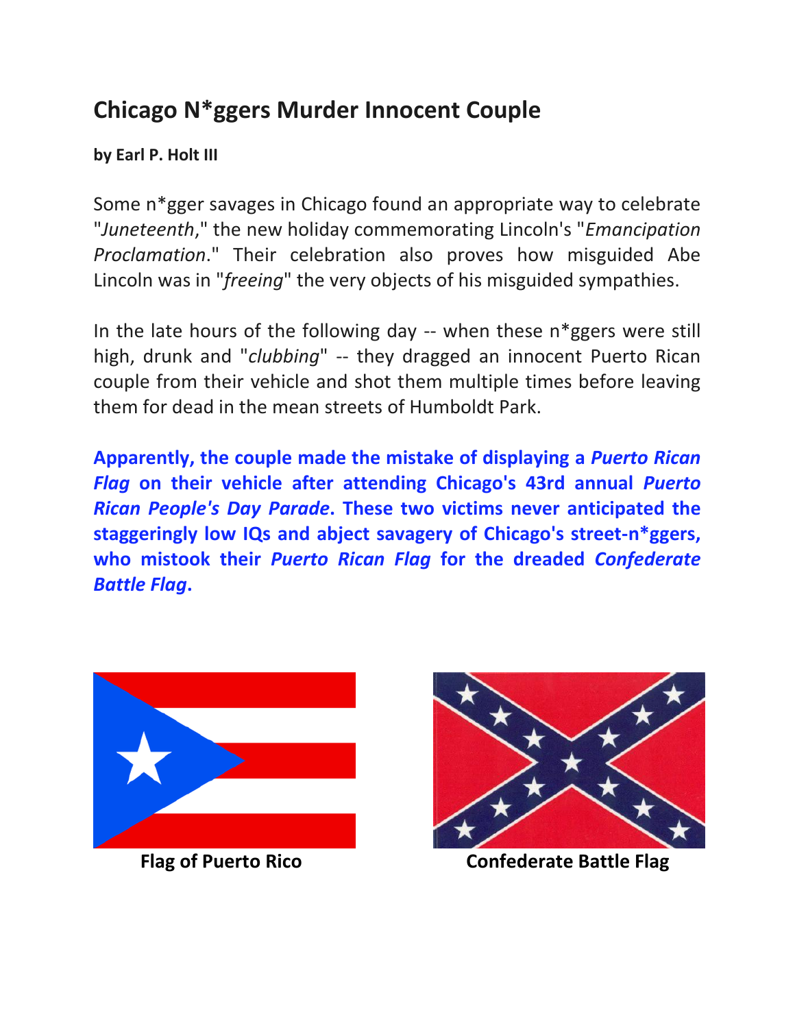# Chicago N*ggers Murder Innocent Couple

**by Earl P. Holt III**

Some n*gger savages in Chicago found an appropriate way to celebrate "*Juneteenth*," the new holiday commemorating Lincoln's "*Emancipation Proclamation*." Their celebration also proves how misguided Abe Lincoln was in "*freeing*" the very objects of his misguided sympathies.

In the late hours of the following day -- when these n*ggers were still high, drunk and "*clubbing*" -- they dragged an innocent Puerto Rican couple from their vehicle and shot them multiple times before leaving them for dead in the mean streets of Humboldt Park.

**Apparently, the couple made the mistake of displaying a *Puerto Rican Flag* on their vehicle after attending Chicago's 43rd annual *Puerto Rican People's Day Parade*. These two victims never anticipated the staggeringly low IQs and abject savagery of Chicago's street-n*ggers, who mistook their *Puerto Rican Flag* for the dreaded *Confederate Battle Flag*.**

**Flag of Puerto Rico**

**Confederate Battle Flag**